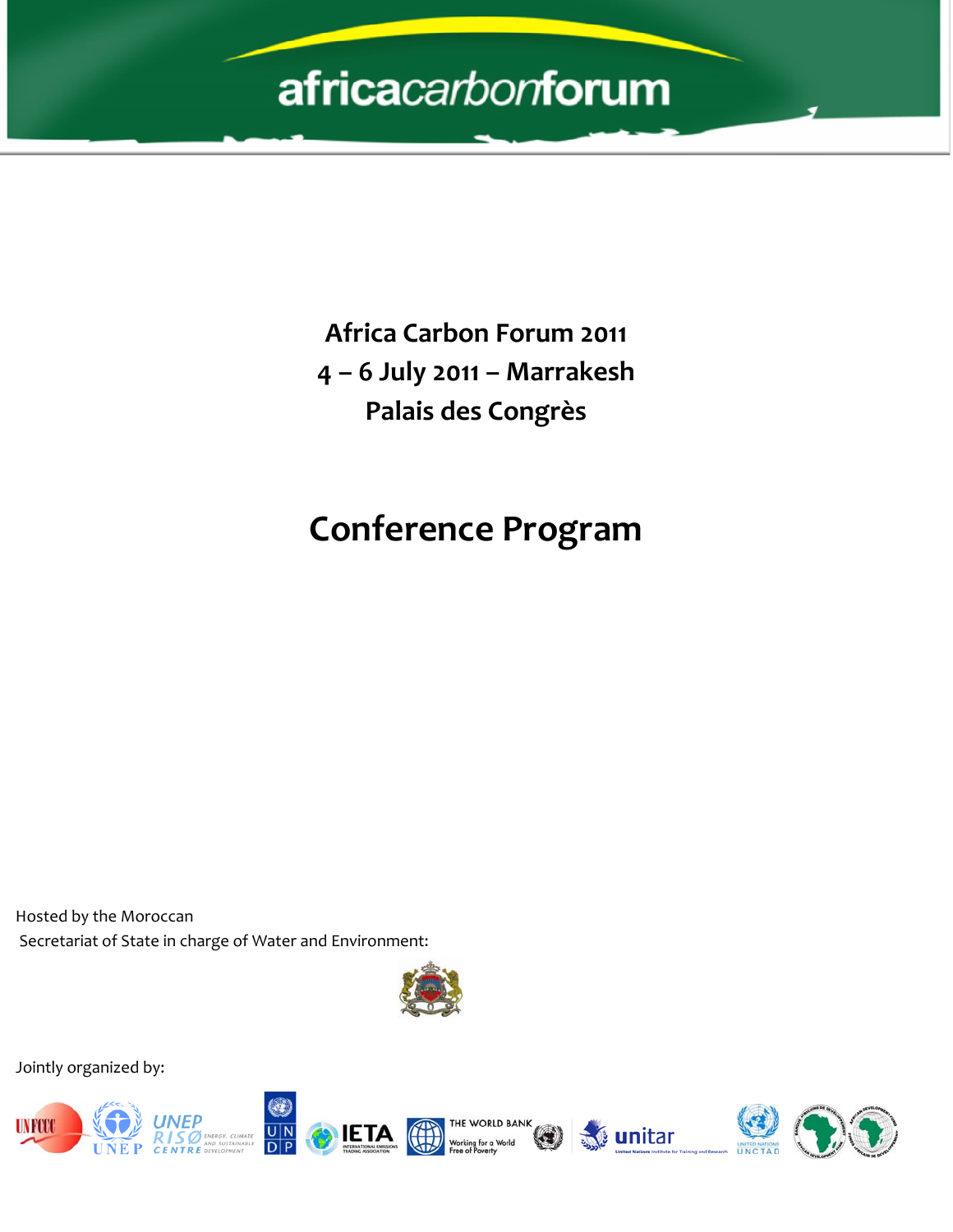africacarbonforum

# Africa Carbon Forum 2011
# 4 – 6 July 2011 – Marrakesh
# Palais des Congrès

# Conference Program

Hosted by the Moroccan
Secretariat of State in charge of Water and Environment:

Jointly organized by: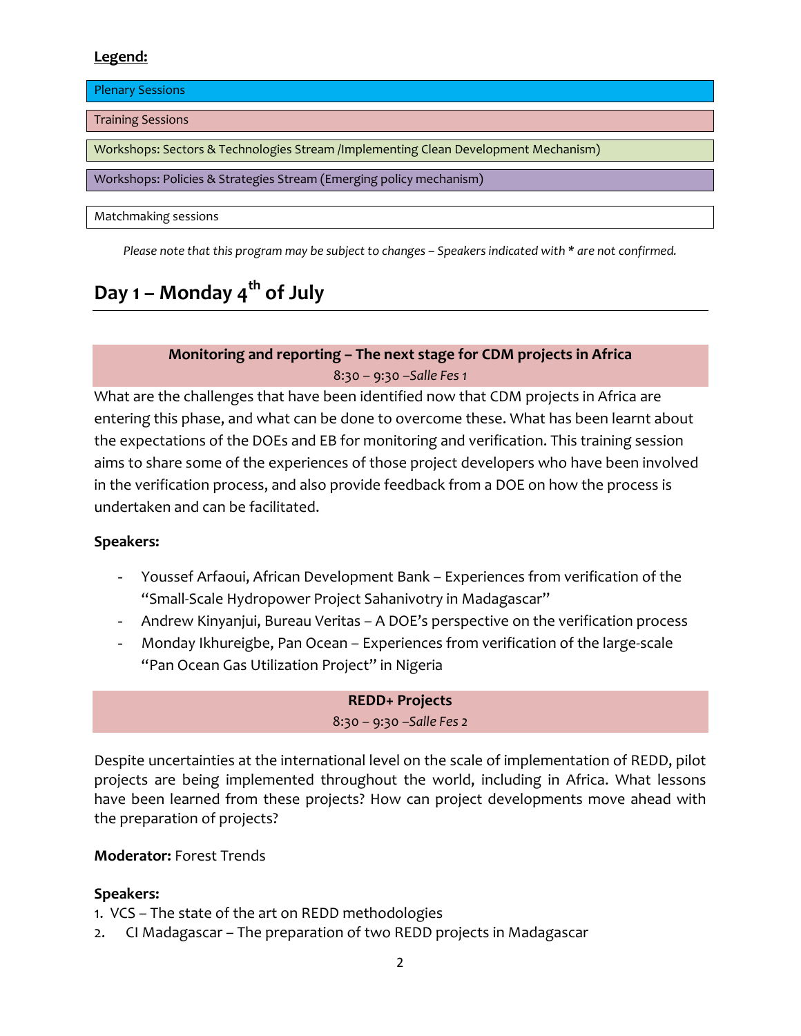**Legend:**

| |
|---|
| Plenary Sessions |
| Training Sessions |
| Workshops: Sectors & Technologies Stream /Implementing Clean Development Mechanism) |
| Workshops: Policies & Strategies Stream (Emerging policy mechanism) |
| Matchmaking sessions |

*Please note that this program may be subject to changes – Speakers indicated with * are not confirmed.*

# Day 1 – Monday 4th of July

### Monitoring and reporting – The next stage for CDM projects in Africa

8:30 – 9:30 –*Salle Fes 1*

What are the challenges that have been identified now that CDM projects in Africa are entering this phase, and what can be done to overcome these. What has been learnt about the expectations of the DOEs and EB for monitoring and verification. This training session aims to share some of the experiences of those project developers who have been involved in the verification process, and also provide feedback from a DOE on how the process is undertaken and can be facilitated.

**Speakers:**

- Youssef Arfaoui, African Development Bank – Experiences from verification of the "Small-Scale Hydropower Project Sahanivotry in Madagascar"
- Andrew Kinyanjui, Bureau Veritas – A DOE's perspective on the verification process
- Monday Ikhureigbe, Pan Ocean – Experiences from verification of the large-scale "Pan Ocean Gas Utilization Project" in Nigeria

### REDD+ Projects

8:30 – 9:30 –*Salle Fes 2*

Despite uncertainties at the international level on the scale of implementation of REDD, pilot projects are being implemented throughout the world, including in Africa. What lessons have been learned from these projects? How can project developments move ahead with the preparation of projects?

**Moderator:** Forest Trends

**Speakers:**

1. VCS – The state of the art on REDD methodologies
2. CI Madagascar – The preparation of two REDD projects in Madagascar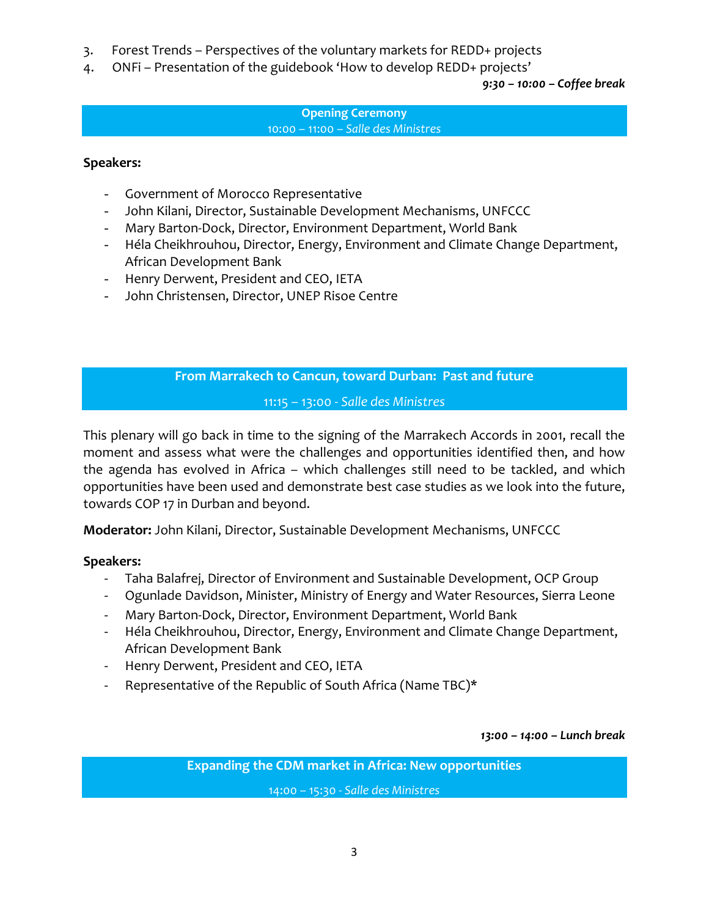3. Forest Trends – Perspectives of the voluntary markets for REDD+ projects
4. ONFi – Presentation of the guidebook 'How to develop REDD+ projects'

*9:30 – 10:00 – Coffee break*

## Opening Ceremony

10:00 – 11:00 – *Salle des Ministres*

**Speakers:**

- Government of Morocco Representative
- John Kilani, Director, Sustainable Development Mechanisms, UNFCCC
- Mary Barton-Dock, Director, Environment Department, World Bank
- Héla Cheikhrouhou, Director, Energy, Environment and Climate Change Department, African Development Bank
- Henry Derwent, President and CEO, IETA
- John Christensen, Director, UNEP Risoe Centre

## From Marrakech to Cancun, toward Durban: Past and future

11:15 – 13:00 - *Salle des Ministres*

This plenary will go back in time to the signing of the Marrakech Accords in 2001, recall the moment and assess what were the challenges and opportunities identified then, and how the agenda has evolved in Africa – which challenges still need to be tackled, and which opportunities have been used and demonstrate best case studies as we look into the future, towards COP 17 in Durban and beyond.

**Moderator:** John Kilani, Director, Sustainable Development Mechanisms, UNFCCC

**Speakers:**

- Taha Balafrej, Director of Environment and Sustainable Development, OCP Group
- Ogunlade Davidson, Minister, Ministry of Energy and Water Resources, Sierra Leone
- Mary Barton-Dock, Director, Environment Department, World Bank
- Héla Cheikhrouhou, Director, Energy, Environment and Climate Change Department, African Development Bank
- Henry Derwent, President and CEO, IETA
- Representative of the Republic of South Africa (Name TBC)*

*13:00 – 14:00 – Lunch break*

## Expanding the CDM market in Africa: New opportunities

14:00 – 15:30 - *Salle des Ministres*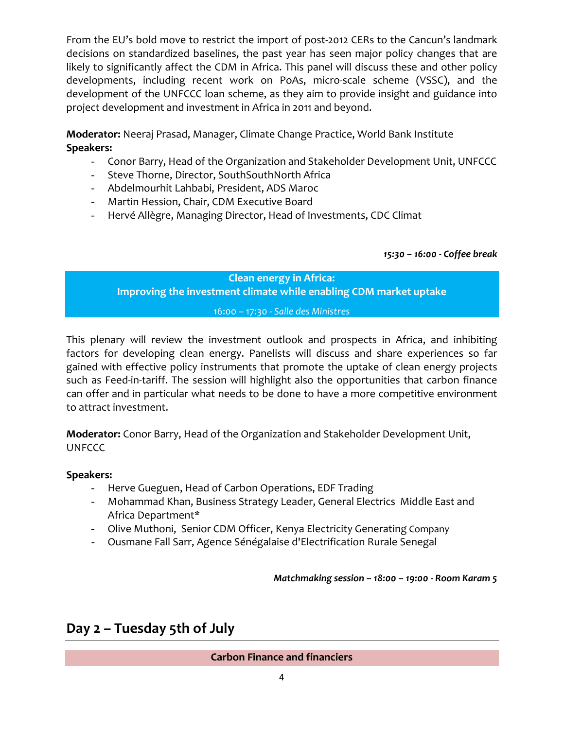From the EU's bold move to restrict the import of post-2012 CERs to the Cancun's landmark decisions on standardized baselines, the past year has seen major policy changes that are likely to significantly affect the CDM in Africa. This panel will discuss these and other policy developments, including recent work on PoAs, micro-scale scheme (VSSC), and the development of the UNFCCC loan scheme, as they aim to provide insight and guidance into project development and investment in Africa in 2011 and beyond.

**Moderator:** Neeraj Prasad, Manager, Climate Change Practice, World Bank Institute
**Speakers:**

- Conor Barry, Head of the Organization and Stakeholder Development Unit, UNFCCC
- Steve Thorne, Director, SouthSouthNorth Africa
- Abdelmourhit Lahbabi, President, ADS Maroc
- Martin Hession, Chair, CDM Executive Board
- Hervé Allègre, Managing Director, Head of Investments, CDC Climat

***15:30 – 16:00 - Coffee break***

### Clean energy in Africa: Improving the investment climate while enabling CDM market uptake

16:00 – 17:30 - *Salle des Ministres*

This plenary will review the investment outlook and prospects in Africa, and inhibiting factors for developing clean energy. Panelists will discuss and share experiences so far gained with effective policy instruments that promote the uptake of clean energy projects such as Feed-in-tariff. The session will highlight also the opportunities that carbon finance can offer and in particular what needs to be done to have a more competitive environment to attract investment.

**Moderator:** Conor Barry, Head of the Organization and Stakeholder Development Unit, UNFCCC

**Speakers:**

- Herve Gueguen, Head of Carbon Operations, EDF Trading
- Mohammad Khan, Business Strategy Leader, General Electrics Middle East and Africa Department*
- Olive Muthoni, Senior CDM Officer, Kenya Electricity Generating Company
- Ousmane Fall Sarr, Agence Sénégalaise d'Electrification Rurale Senegal

***Matchmaking session – 18:00 – 19:00 - Room Karam 5***

## Day 2 – Tuesday 5th of July

### Carbon Finance and financiers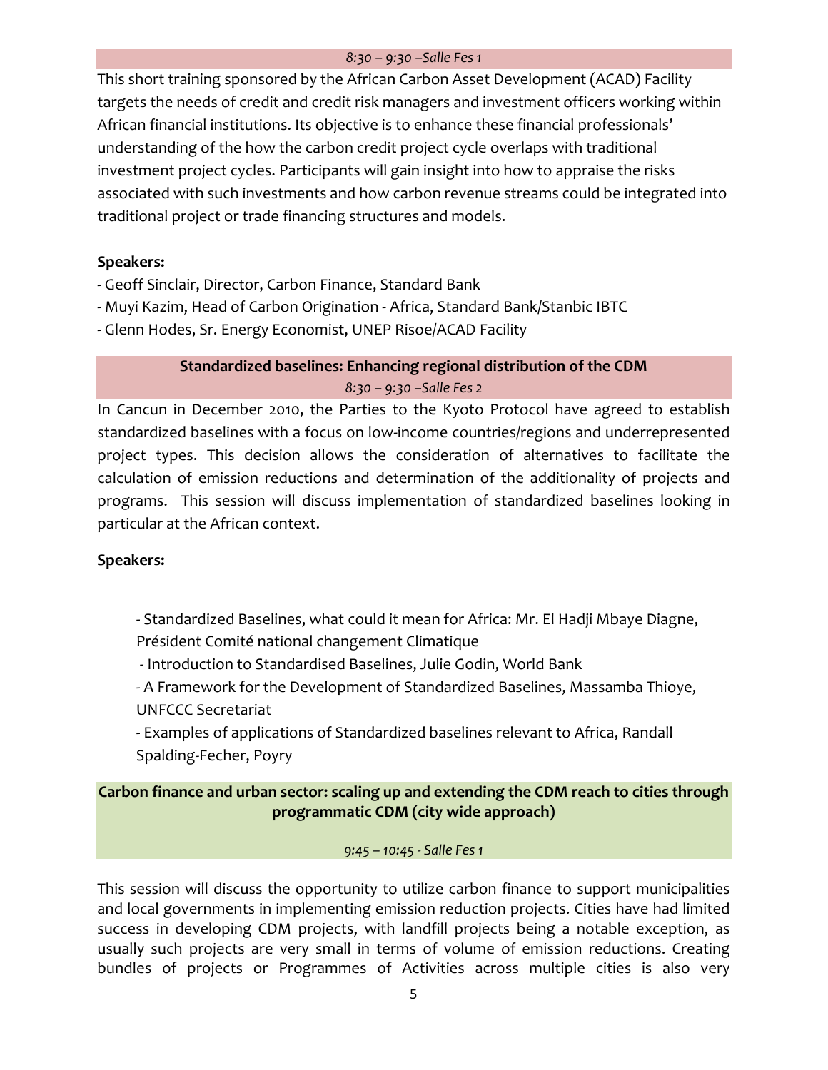*8:30 – 9:30 –Salle Fes 1*

This short training sponsored by the African Carbon Asset Development (ACAD) Facility targets the needs of credit and credit risk managers and investment officers working within African financial institutions. Its objective is to enhance these financial professionals' understanding of the how the carbon credit project cycle overlaps with traditional investment project cycles. Participants will gain insight into how to appraise the risks associated with such investments and how carbon revenue streams could be integrated into traditional project or trade financing structures and models.

**Speakers:**

- Geoff Sinclair, Director, Carbon Finance, Standard Bank
- Muyi Kazim, Head of Carbon Origination - Africa, Standard Bank/Stanbic IBTC
- Glenn Hodes, Sr. Energy Economist, UNEP Risoe/ACAD Facility

### Standardized baselines: Enhancing regional distribution of the CDM

*8:30 – 9:30 –Salle Fes 2*

In Cancun in December 2010, the Parties to the Kyoto Protocol have agreed to establish standardized baselines with a focus on low-income countries/regions and underrepresented project types. This decision allows the consideration of alternatives to facilitate the calculation of emission reductions and determination of the additionality of projects and programs. This session will discuss implementation of standardized baselines looking in particular at the African context.

**Speakers:**

- Standardized Baselines, what could it mean for Africa: Mr. El Hadji Mbaye Diagne, Président Comité national changement Climatique
- Introduction to Standardised Baselines, Julie Godin, World Bank
- A Framework for the Development of Standardized Baselines, Massamba Thioye, UNFCCC Secretariat
- Examples of applications of Standardized baselines relevant to Africa, Randall Spalding-Fecher, Poyry

### Carbon finance and urban sector: scaling up and extending the CDM reach to cities through programmatic CDM (city wide approach)

*9:45 – 10:45 - Salle Fes 1*

This session will discuss the opportunity to utilize carbon finance to support municipalities and local governments in implementing emission reduction projects. Cities have had limited success in developing CDM projects, with landfill projects being a notable exception, as usually such projects are very small in terms of volume of emission reductions. Creating bundles of projects or Programmes of Activities across multiple cities is also very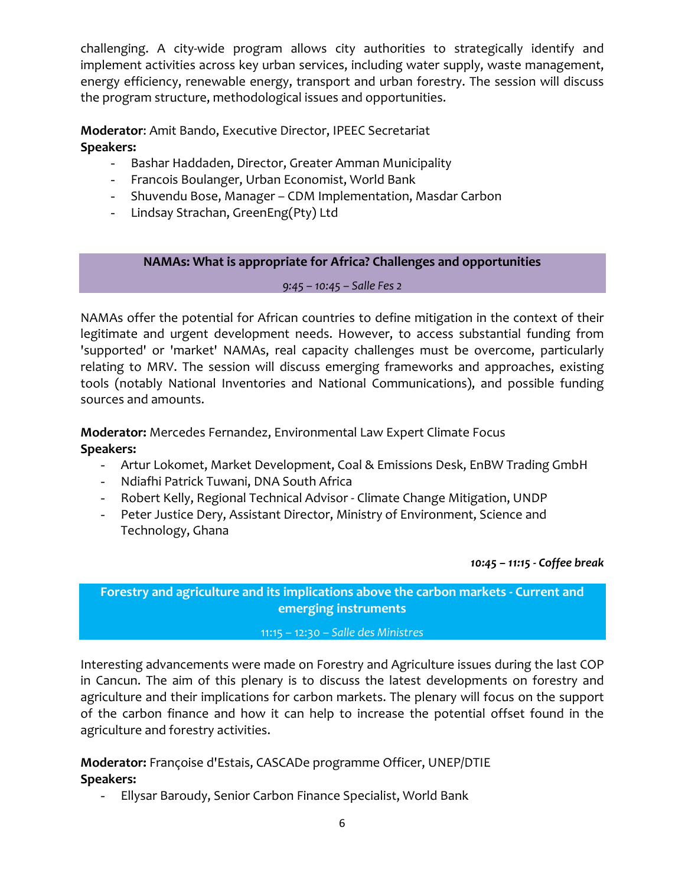challenging. A city-wide program allows city authorities to strategically identify and implement activities across key urban services, including water supply, waste management, energy efficiency, renewable energy, transport and urban forestry. The session will discuss the program structure, methodological issues and opportunities.

**Moderator**: Amit Bando, Executive Director, IPEEC Secretariat

**Speakers:**

- Bashar Haddaden, Director, Greater Amman Municipality
- Francois Boulanger, Urban Economist, World Bank
- Shuvendu Bose, Manager – CDM Implementation, Masdar Carbon
- Lindsay Strachan, GreenEng(Pty) Ltd

## NAMAs: What is appropriate for Africa? Challenges and opportunities

*9:45 – 10:45 – Salle Fes 2*

NAMAs offer the potential for African countries to define mitigation in the context of their legitimate and urgent development needs. However, to access substantial funding from 'supported' or 'market' NAMAs, real capacity challenges must be overcome, particularly relating to MRV. The session will discuss emerging frameworks and approaches, existing tools (notably National Inventories and National Communications), and possible funding sources and amounts.

**Moderator:** Mercedes Fernandez, Environmental Law Expert Climate Focus

**Speakers:**

- Artur Lokomet, Market Development, Coal & Emissions Desk, EnBW Trading GmbH
- Ndiafhi Patrick Tuwani, DNA South Africa
- Robert Kelly, Regional Technical Advisor - Climate Change Mitigation, UNDP
- Peter Justice Dery, Assistant Director, Ministry of Environment, Science and Technology, Ghana

***10:45 – 11:15 - Coffee break***

## Forestry and agriculture and its implications above the carbon markets - Current and emerging instruments

11:15 – 12:30 – *Salle des Ministres*

Interesting advancements were made on Forestry and Agriculture issues during the last COP in Cancun. The aim of this plenary is to discuss the latest developments on forestry and agriculture and their implications for carbon markets. The plenary will focus on the support of the carbon finance and how it can help to increase the potential offset found in the agriculture and forestry activities.

**Moderator:** Françoise d'Estais, CASCADe programme Officer, UNEP/DTIE

**Speakers:**

- Ellysar Baroudy, Senior Carbon Finance Specialist, World Bank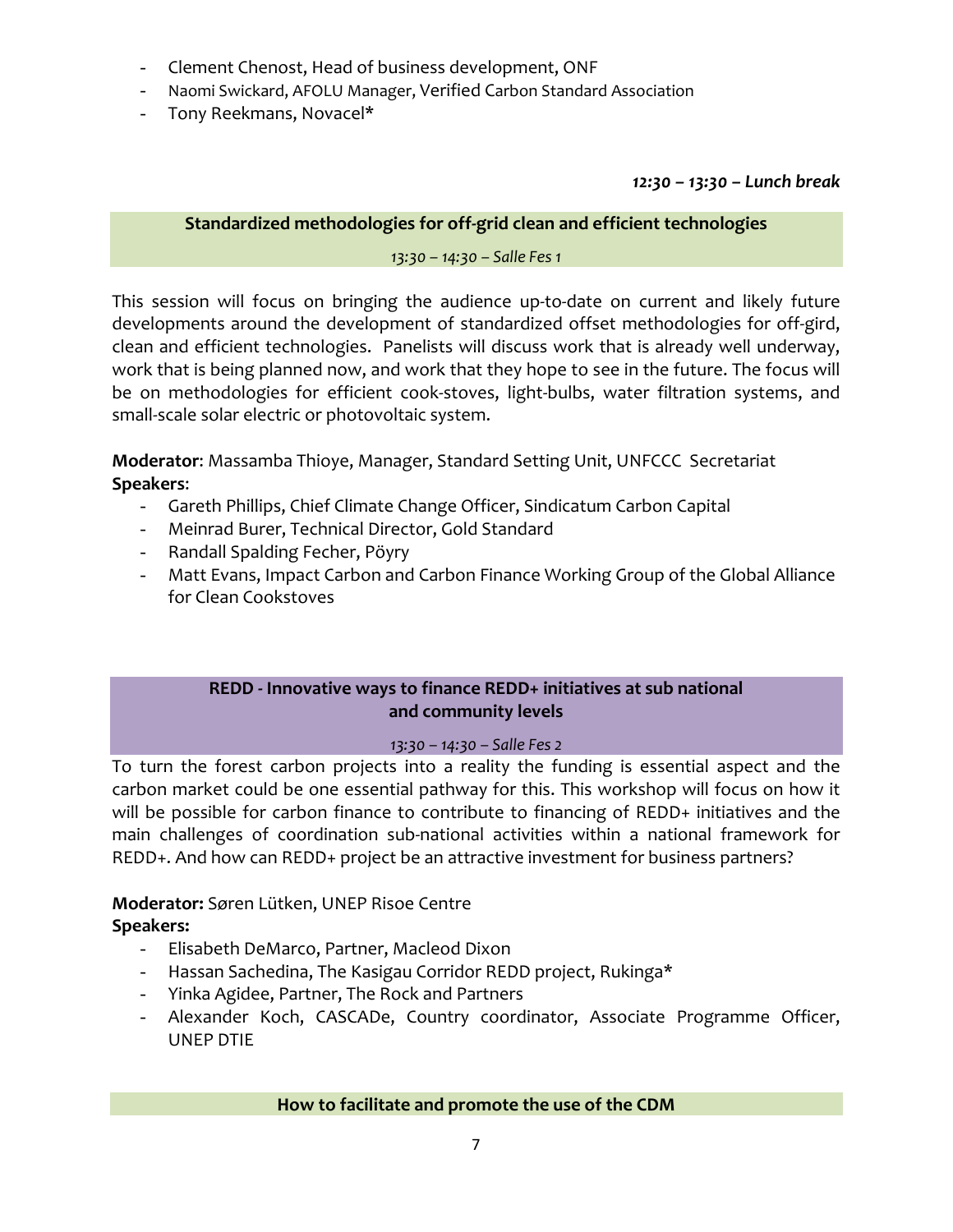- Clement Chenost, Head of business development, ONF
- Naomi Swickard, AFOLU Manager, Verified Carbon Standard Association
- Tony Reekmans, Novacel*

***12:30 – 13:30 – Lunch break***

### Standardized methodologies for off-grid clean and efficient technologies

*13:30 – 14:30 – Salle Fes 1*

This session will focus on bringing the audience up-to-date on current and likely future developments around the development of standardized offset methodologies for off-gird, clean and efficient technologies. Panelists will discuss work that is already well underway, work that is being planned now, and work that they hope to see in the future. The focus will be on methodologies for efficient cook-stoves, light-bulbs, water filtration systems, and small-scale solar electric or photovoltaic system.

**Moderator**: Massamba Thioye, Manager, Standard Setting Unit, UNFCCC Secretariat
**Speakers**:

- Gareth Phillips, Chief Climate Change Officer, Sindicatum Carbon Capital
- Meinrad Burer, Technical Director, Gold Standard
- Randall Spalding Fecher, Pöyry
- Matt Evans, Impact Carbon and Carbon Finance Working Group of the Global Alliance for Clean Cookstoves

### REDD - Innovative ways to finance REDD+ initiatives at sub national and community levels

*13:30 – 14:30 – Salle Fes 2*

To turn the forest carbon projects into a reality the funding is essential aspect and the carbon market could be one essential pathway for this. This workshop will focus on how it will be possible for carbon finance to contribute to financing of REDD+ initiatives and the main challenges of coordination sub-national activities within a national framework for REDD+. And how can REDD+ project be an attractive investment for business partners?

**Moderator:** Søren Lütken, UNEP Risoe Centre
**Speakers:**

- Elisabeth DeMarco, Partner, Macleod Dixon
- Hassan Sachedina, The Kasigau Corridor REDD project, Rukinga*
- Yinka Agidee, Partner, The Rock and Partners
- Alexander Koch, CASCADe, Country coordinator, Associate Programme Officer, UNEP DTIE

### How to facilitate and promote the use of the CDM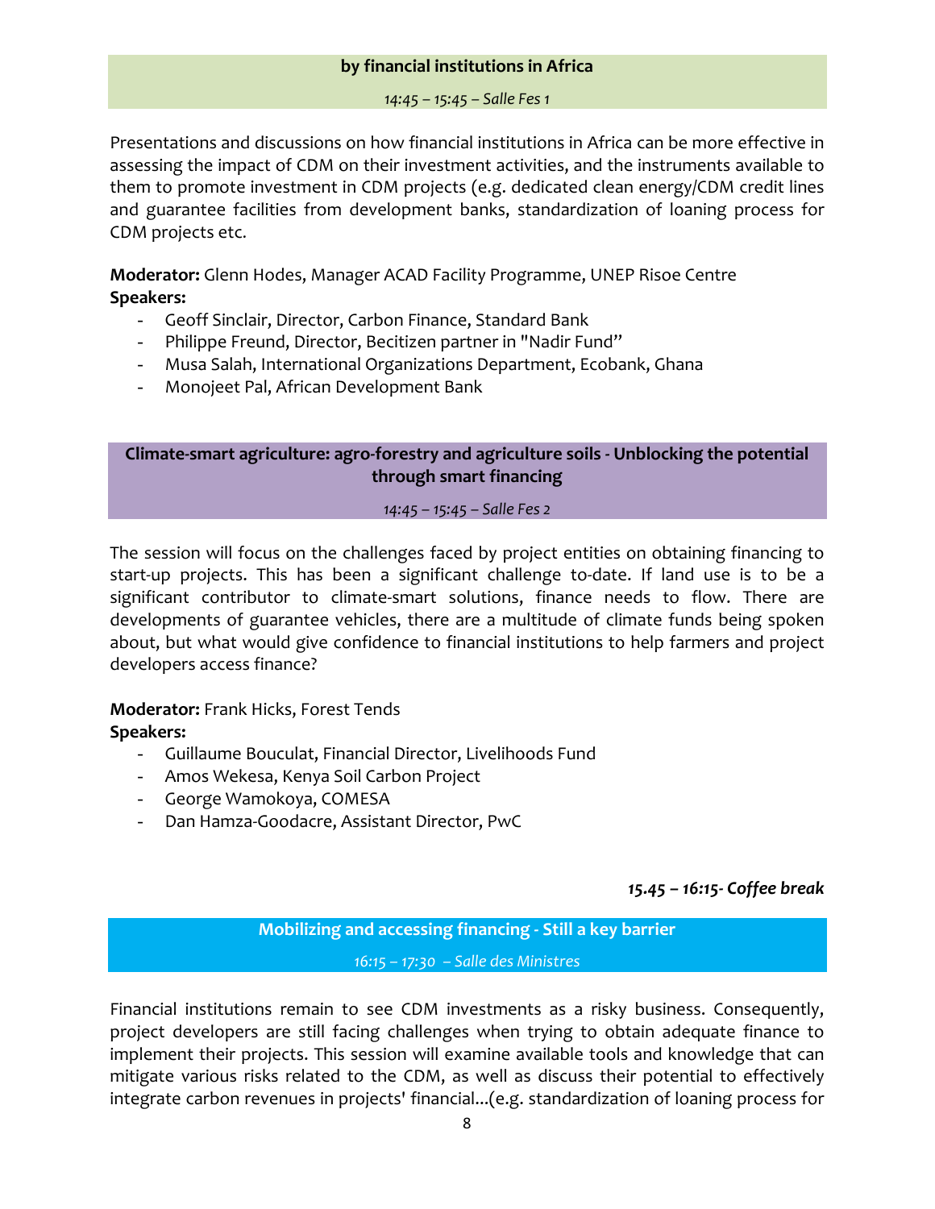### by financial institutions in Africa

*14:45 – 15:45 – Salle Fes 1*

Presentations and discussions on how financial institutions in Africa can be more effective in assessing the impact of CDM on their investment activities, and the instruments available to them to promote investment in CDM projects (e.g. dedicated clean energy/CDM credit lines and guarantee facilities from development banks, standardization of loaning process for CDM projects etc.

**Moderator:** Glenn Hodes, Manager ACAD Facility Programme, UNEP Risoe Centre
**Speakers:**

- Geoff Sinclair, Director, Carbon Finance, Standard Bank
- Philippe Freund, Director, Becitizen partner in "Nadir Fund"
- Musa Salah, International Organizations Department, Ecobank, Ghana
- Monojeet Pal, African Development Bank

### Climate-smart agriculture: agro-forestry and agriculture soils - Unblocking the potential through smart financing

*14:45 – 15:45 – Salle Fes 2*

The session will focus on the challenges faced by project entities on obtaining financing to start-up projects. This has been a significant challenge to-date. If land use is to be a significant contributor to climate-smart solutions, finance needs to flow. There are developments of guarantee vehicles, there are a multitude of climate funds being spoken about, but what would give confidence to financial institutions to help farmers and project developers access finance?

**Moderator:** Frank Hicks, Forest Tends
**Speakers:**

- Guillaume Bouculat, Financial Director, Livelihoods Fund
- Amos Wekesa, Kenya Soil Carbon Project
- George Wamokoya, COMESA
- Dan Hamza-Goodacre, Assistant Director, PwC

***15.45 – 16:15- Coffee break***

### Mobilizing and accessing financing - Still a key barrier

*16:15 – 17:30 – Salle des Ministres*

Financial institutions remain to see CDM investments as a risky business. Consequently, project developers are still facing challenges when trying to obtain adequate finance to implement their projects. This session will examine available tools and knowledge that can mitigate various risks related to the CDM, as well as discuss their potential to effectively integrate carbon revenues in projects' financial...(e.g. standardization of loaning process for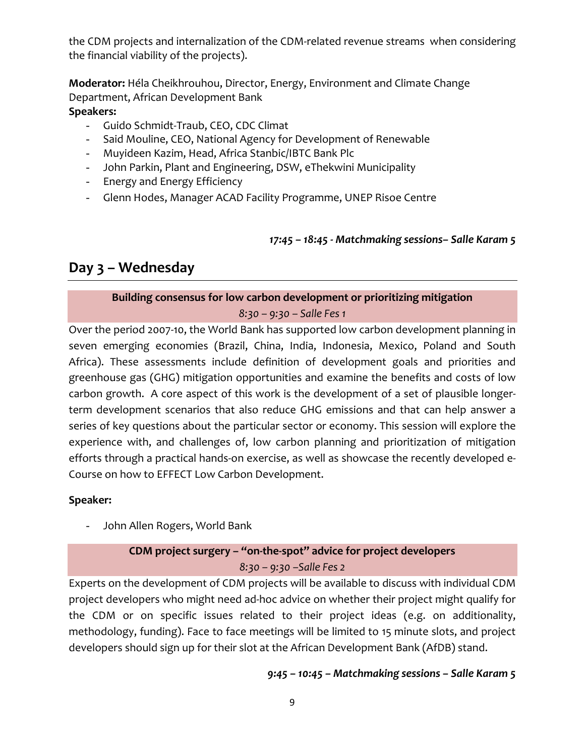the CDM projects and internalization of the CDM-related revenue streams when considering the financial viability of the projects).

**Moderator:** Héla Cheikhrouhou, Director, Energy, Environment and Climate Change Department, African Development Bank

**Speakers:**

- Guido Schmidt-Traub, CEO, CDC Climat
- Said Mouline, CEO, National Agency for Development of Renewable
- Muyideen Kazim, Head, Africa Stanbic/IBTC Bank Plc
- John Parkin, Plant and Engineering, DSW, eThekwini Municipality
- Energy and Energy Efficiency
- Glenn Hodes, Manager ACAD Facility Programme, UNEP Risoe Centre

***17:45 – 18:45 - Matchmaking sessions– Salle Karam 5***

## Day 3 – Wednesday

### Building consensus for low carbon development or prioritizing mitigation

*8:30 – 9:30 – Salle Fes 1*

Over the period 2007-10, the World Bank has supported low carbon development planning in seven emerging economies (Brazil, China, India, Indonesia, Mexico, Poland and South Africa). These assessments include definition of development goals and priorities and greenhouse gas (GHG) mitigation opportunities and examine the benefits and costs of low carbon growth. A core aspect of this work is the development of a set of plausible longer-term development scenarios that also reduce GHG emissions and that can help answer a series of key questions about the particular sector or economy. This session will explore the experience with, and challenges of, low carbon planning and prioritization of mitigation efforts through a practical hands-on exercise, as well as showcase the recently developed e-Course on how to EFFECT Low Carbon Development.

**Speaker:**

- John Allen Rogers, World Bank

### CDM project surgery – "on-the-spot" advice for project developers

*8:30 – 9:30 –Salle Fes 2*

Experts on the development of CDM projects will be available to discuss with individual CDM project developers who might need ad-hoc advice on whether their project might qualify for the CDM or on specific issues related to their project ideas (e.g. on additionality, methodology, funding). Face to face meetings will be limited to 15 minute slots, and project developers should sign up for their slot at the African Development Bank (AfDB) stand.

***9:45 – 10:45 – Matchmaking sessions – Salle Karam 5***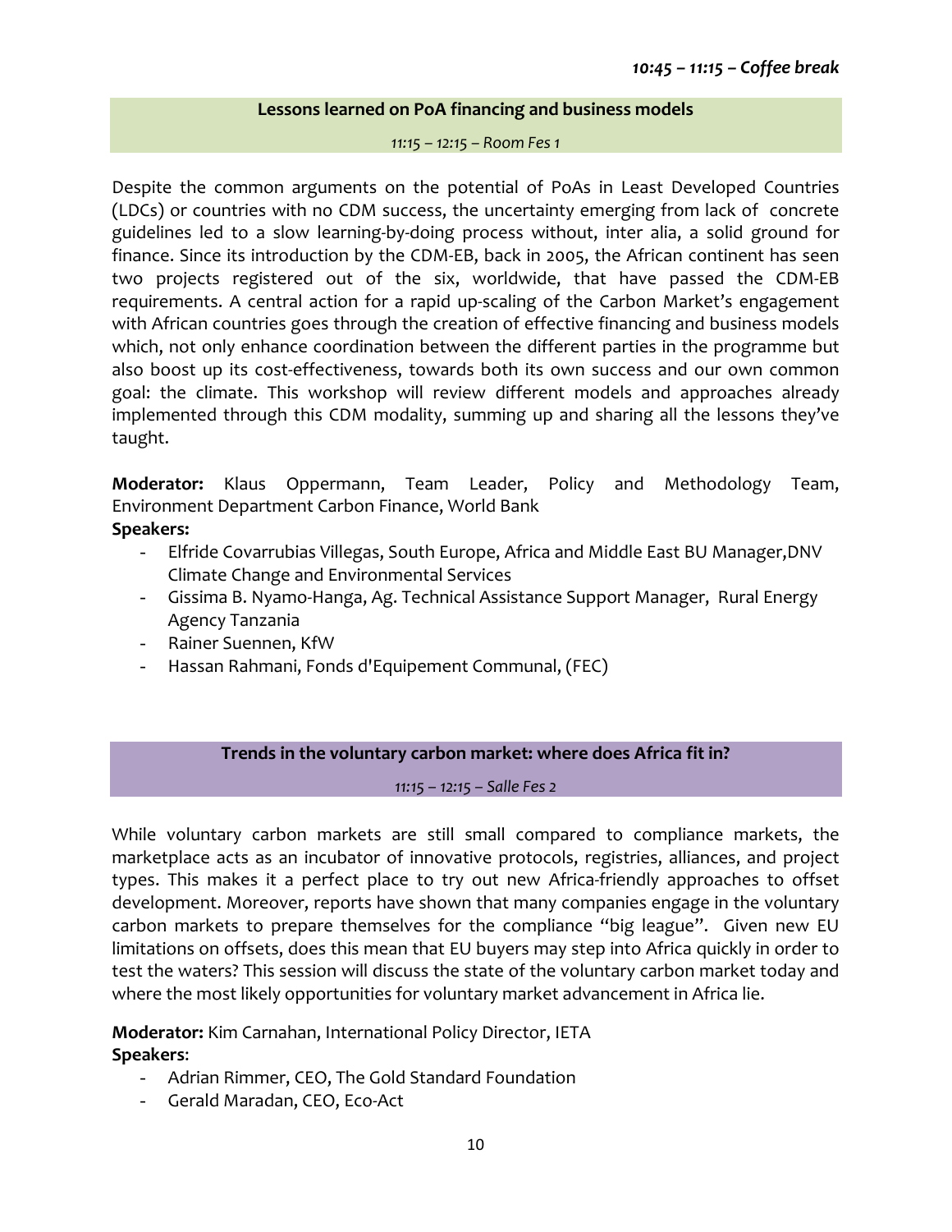*10:45 – 11:15 – Coffee break*

## Lessons learned on PoA financing and business models

*11:15 – 12:15 – Room Fes 1*

Despite the common arguments on the potential of PoAs in Least Developed Countries (LDCs) or countries with no CDM success, the uncertainty emerging from lack of concrete guidelines led to a slow learning-by-doing process without, inter alia, a solid ground for finance. Since its introduction by the CDM-EB, back in 2005, the African continent has seen two projects registered out of the six, worldwide, that have passed the CDM-EB requirements. A central action for a rapid up-scaling of the Carbon Market's engagement with African countries goes through the creation of effective financing and business models which, not only enhance coordination between the different parties in the programme but also boost up its cost-effectiveness, towards both its own success and our own common goal: the climate. This workshop will review different models and approaches already implemented through this CDM modality, summing up and sharing all the lessons they've taught.

**Moderator:** Klaus Oppermann, Team Leader, Policy and Methodology Team, Environment Department Carbon Finance, World Bank

**Speakers:**

- Elfride Covarrubias Villegas, South Europe, Africa and Middle East BU Manager,DNV Climate Change and Environmental Services
- Gissima B. Nyamo-Hanga, Ag. Technical Assistance Support Manager, Rural Energy Agency Tanzania
- Rainer Suennen, KfW
- Hassan Rahmani, Fonds d'Equipement Communal, (FEC)

## Trends in the voluntary carbon market: where does Africa fit in?

*11:15 – 12:15 – Salle Fes 2*

While voluntary carbon markets are still small compared to compliance markets, the marketplace acts as an incubator of innovative protocols, registries, alliances, and project types. This makes it a perfect place to try out new Africa-friendly approaches to offset development. Moreover, reports have shown that many companies engage in the voluntary carbon markets to prepare themselves for the compliance "big league". Given new EU limitations on offsets, does this mean that EU buyers may step into Africa quickly in order to test the waters? This session will discuss the state of the voluntary carbon market today and where the most likely opportunities for voluntary market advancement in Africa lie.

**Moderator:** Kim Carnahan, International Policy Director, IETA

**Speakers**:

- Adrian Rimmer, CEO, The Gold Standard Foundation
- Gerald Maradan, CEO, Eco-Act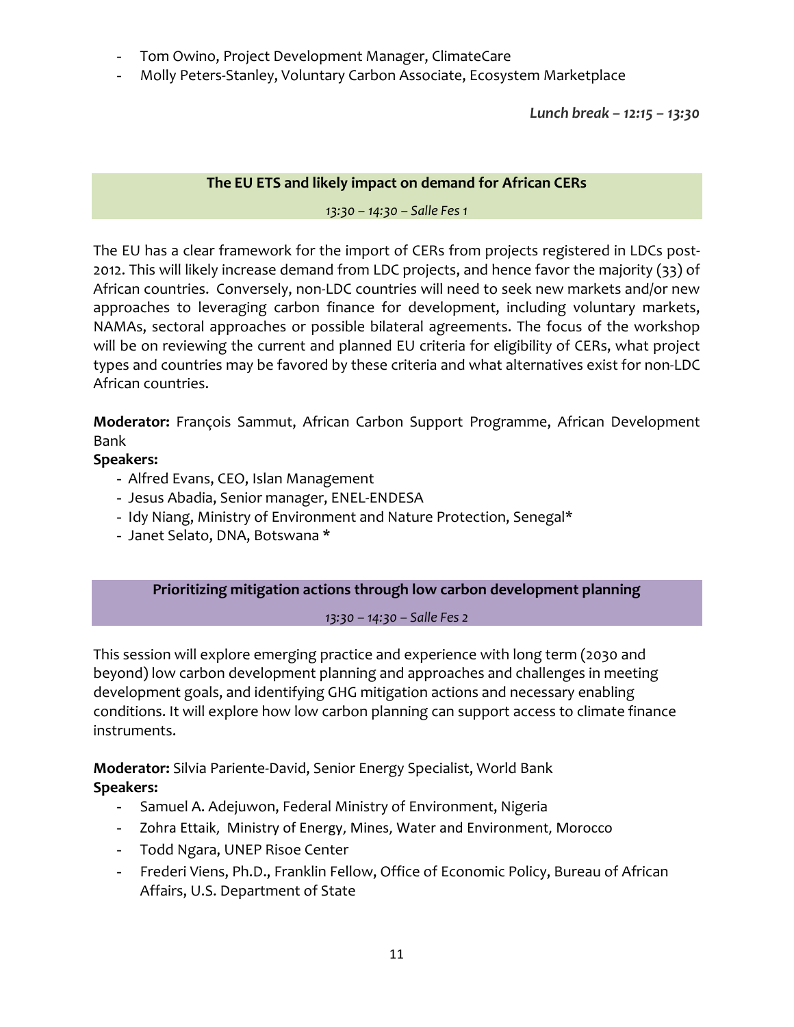- Tom Owino, Project Development Manager, ClimateCare
- Molly Peters-Stanley, Voluntary Carbon Associate, Ecosystem Marketplace

*Lunch break – 12:15 – 13:30*

## The EU ETS and likely impact on demand for African CERs

*13:30 – 14:30 – Salle Fes 1*

The EU has a clear framework for the import of CERs from projects registered in LDCs post-2012. This will likely increase demand from LDC projects, and hence favor the majority (33) of African countries. Conversely, non-LDC countries will need to seek new markets and/or new approaches to leveraging carbon finance for development, including voluntary markets, NAMAs, sectoral approaches or possible bilateral agreements. The focus of the workshop will be on reviewing the current and planned EU criteria for eligibility of CERs, what project types and countries may be favored by these criteria and what alternatives exist for non-LDC African countries.

**Moderator:** François Sammut, African Carbon Support Programme, African Development Bank

**Speakers:**

- Alfred Evans, CEO, Islan Management
- Jesus Abadia, Senior manager, ENEL-ENDESA
- Idy Niang, Ministry of Environment and Nature Protection, Senegal*
- Janet Selato, DNA, Botswana *

## Prioritizing mitigation actions through low carbon development planning

*13:30 – 14:30 – Salle Fes 2*

This session will explore emerging practice and experience with long term (2030 and beyond) low carbon development planning and approaches and challenges in meeting development goals, and identifying GHG mitigation actions and necessary enabling conditions. It will explore how low carbon planning can support access to climate finance instruments.

**Moderator:** Silvia Pariente-David, Senior Energy Specialist, World Bank

**Speakers:**

- Samuel A. Adejuwon, Federal Ministry of Environment, Nigeria
- Zohra Ettaik, Ministry of Energy, Mines, Water and Environment, Morocco
- Todd Ngara, UNEP Risoe Center
- Frederi Viens, Ph.D., Franklin Fellow, Office of Economic Policy, Bureau of African Affairs, U.S. Department of State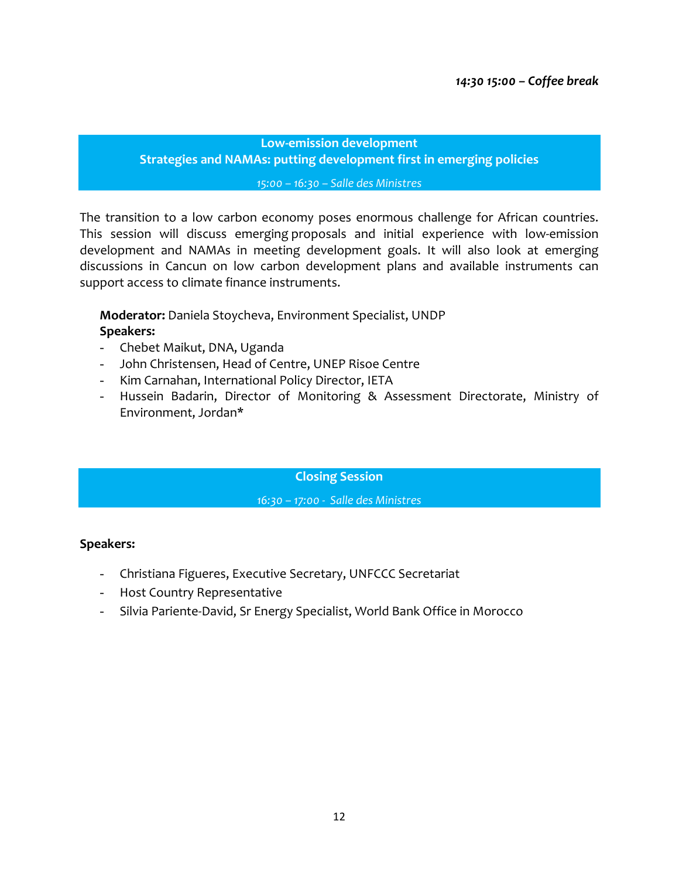***14:30 15:00 – Coffee break***

## Low-emission development
## Strategies and NAMAs: putting development first in emerging policies

*15:00 – 16:30 – Salle des Ministres*

The transition to a low carbon economy poses enormous challenge for African countries. This session will discuss emerging proposals and initial experience with low-emission development and NAMAs in meeting development goals. It will also look at emerging discussions in Cancun on low carbon development plans and available instruments can support access to climate finance instruments.

**Moderator:** Daniela Stoycheva, Environment Specialist, UNDP
**Speakers:**

- Chebet Maikut, DNA, Uganda
- John Christensen, Head of Centre, UNEP Risoe Centre
- Kim Carnahan, International Policy Director, IETA
- Hussein Badarin, Director of Monitoring & Assessment Directorate, Ministry of Environment, Jordan*

## Closing Session

*16:30 – 17:00 - Salle des Ministres*

**Speakers:**

- Christiana Figueres, Executive Secretary, UNFCCC Secretariat
- Host Country Representative
- Silvia Pariente-David, Sr Energy Specialist, World Bank Office in Morocco